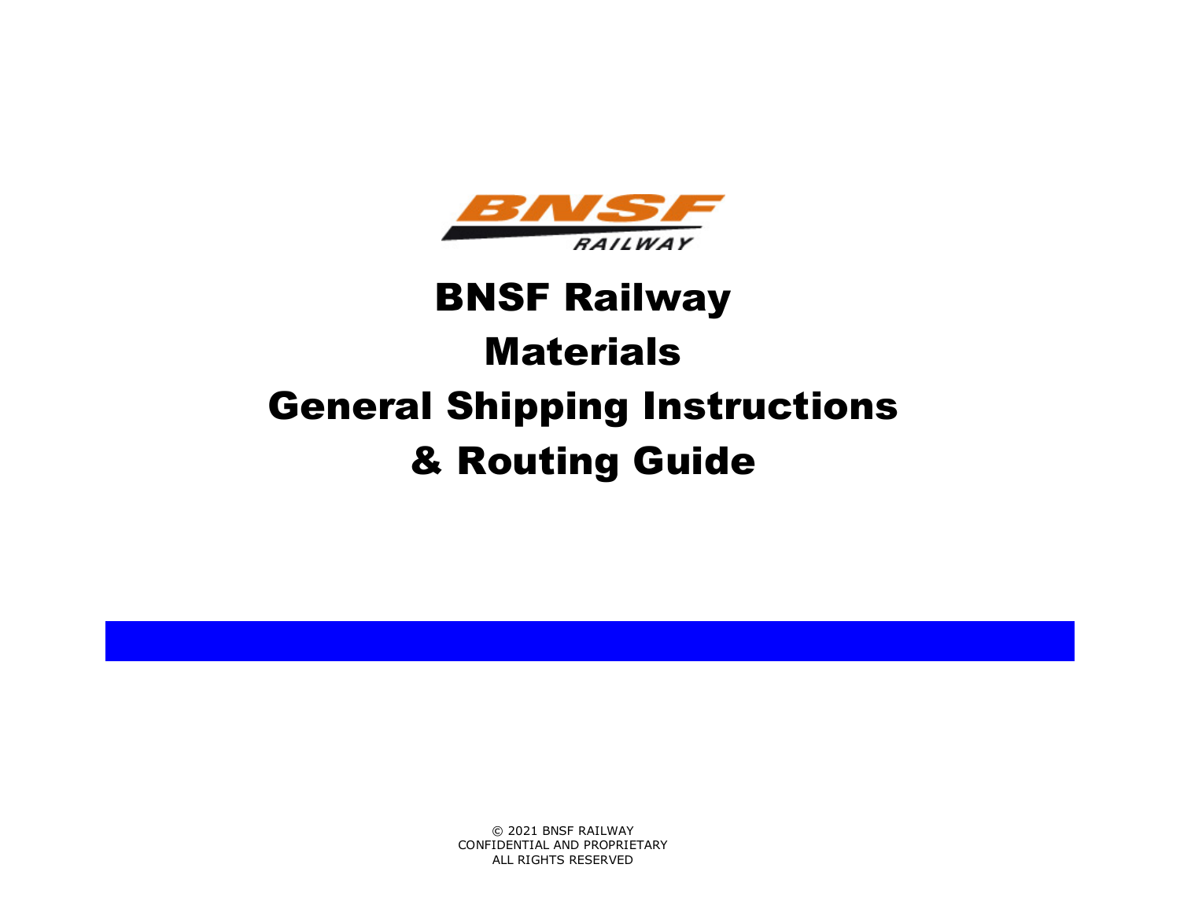BNSF RAILWAY

# BNSF Railway

# Materials

# General Shipping Instructions

# & Routing Guide

© 2021 BNSF RAILWAY
CONFIDENTIAL AND PROPRIETARY
ALL RIGHTS RESERVED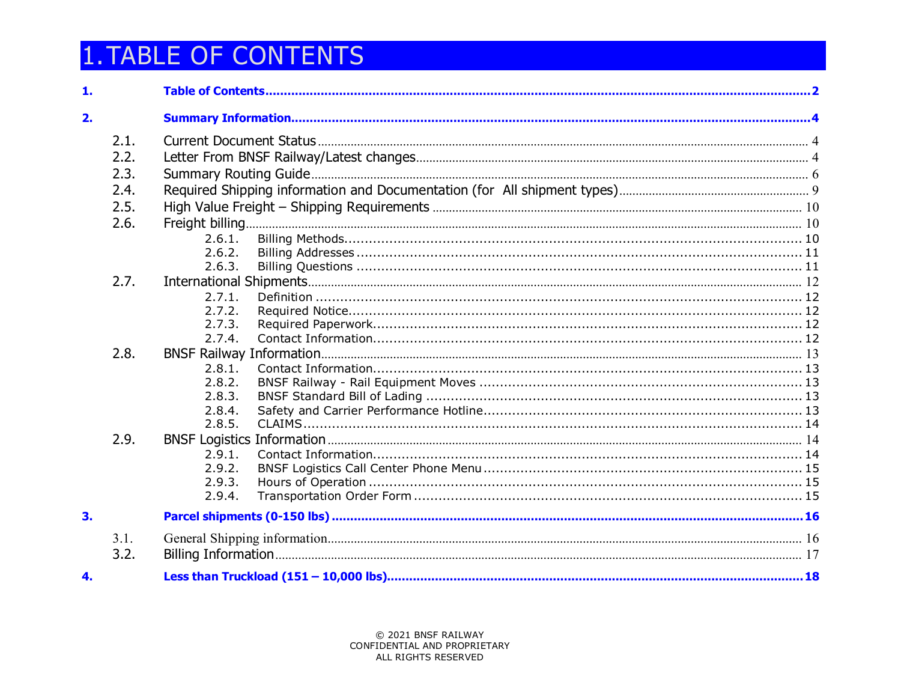# 1. TABLE OF CONTENTS

**1. Table of Contents ..... 2**

**2. Summary Information ..... 4**

- 2.1. Current Document Status ..... 4
- 2.2. Letter From BNSF Railway/Latest changes ..... 4
- 2.3. Summary Routing Guide ..... 6
- 2.4. Required Shipping information and Documentation (for All shipment types) ..... 9
- 2.5. High Value Freight – Shipping Requirements ..... 10
- 2.6. Freight billing ..... 10
  - 2.6.1. Billing Methods ..... 10
  - 2.6.2. Billing Addresses ..... 11
  - 2.6.3. Billing Questions ..... 11
- 2.7. International Shipments ..... 12
  - 2.7.1. Definition ..... 12
  - 2.7.2. Required Notice ..... 12
  - 2.7.3. Required Paperwork ..... 12
  - 2.7.4. Contact Information ..... 12
- 2.8. BNSF Railway Information ..... 13
  - 2.8.1. Contact Information ..... 13
  - 2.8.2. BNSF Railway - Rail Equipment Moves ..... 13
  - 2.8.3. BNSF Standard Bill of Lading ..... 13
  - 2.8.4. Safety and Carrier Performance Hotline ..... 13
  - 2.8.5. CLAIMS ..... 14
- 2.9. BNSF Logistics Information ..... 14
  - 2.9.1. Contact Information ..... 14
  - 2.9.2. BNSF Logistics Call Center Phone Menu ..... 15
  - 2.9.3. Hours of Operation ..... 15
  - 2.9.4. Transportation Order Form ..... 15

**3. Parcel shipments (0-150 lbs) ..... 16**

- 3.1. General Shipping information ..... 16
- 3.2. Billing Information ..... 17

**4. Less than Truckload (151 – 10,000 lbs) ..... 18**

© 2021 BNSF RAILWAY
CONFIDENTIAL AND PROPRIETARY
ALL RIGHTS RESERVED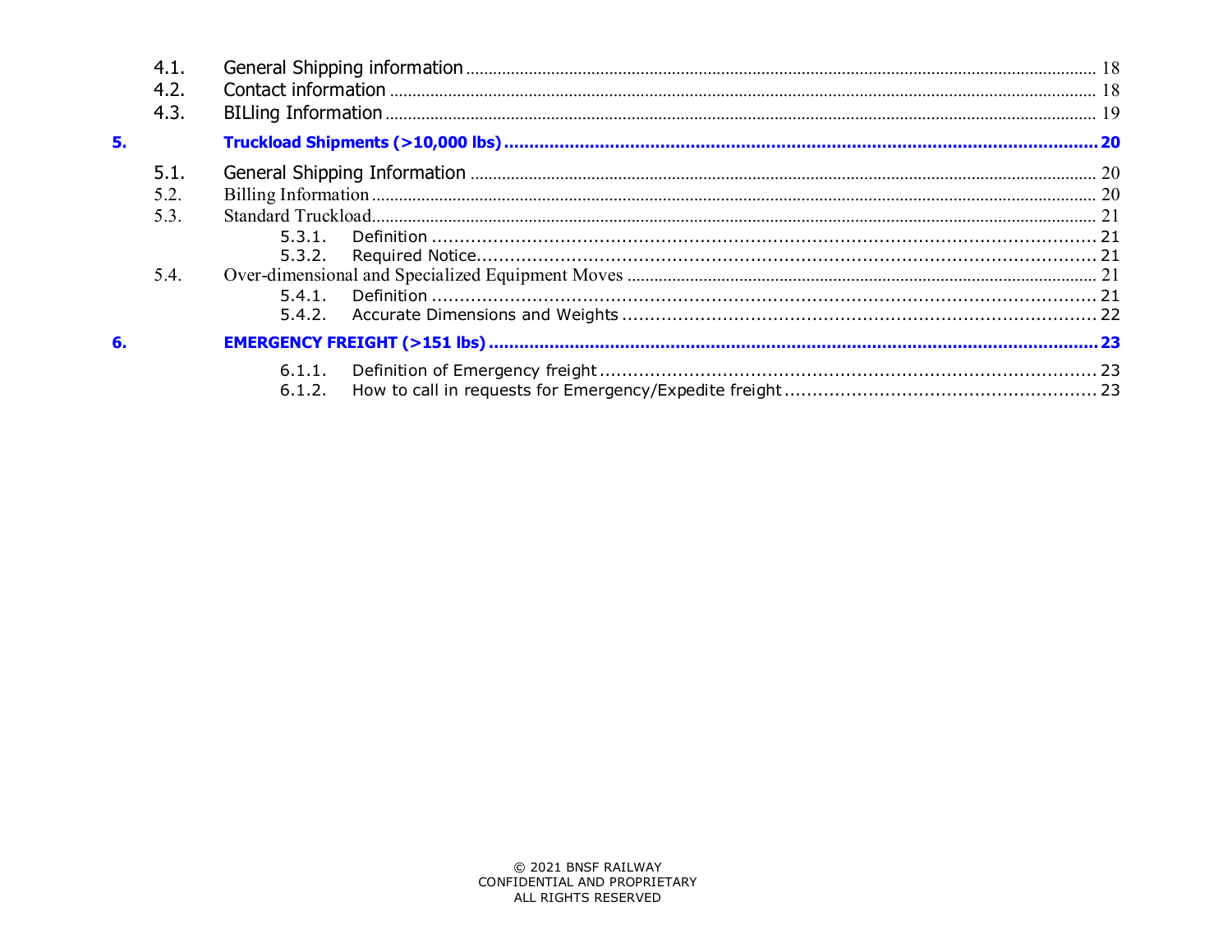4.1. General Shipping information ........ 18
4.2. Contact information ........ 18
4.3. BILling Information ........ 19

**5. Truckload Shipments (>10,000 lbs) ........ 20**

5.1. General Shipping Information ........ 20
5.2. Billing Information ........ 20
5.3. Standard Truckload ........ 21
  5.3.1. Definition ........ 21
  5.3.2. Required Notice ........ 21
5.4. Over-dimensional and Specialized Equipment Moves ........ 21
  5.4.1. Definition ........ 21
  5.4.2. Accurate Dimensions and Weights ........ 22

**6. EMERGENCY FREIGHT (>151 lbs) ........ 23**

  6.1.1. Definition of Emergency freight ........ 23
  6.1.2. How to call in requests for Emergency/Expedite freight ........ 23

© 2021 BNSF RAILWAY
CONFIDENTIAL AND PROPRIETARY
ALL RIGHTS RESERVED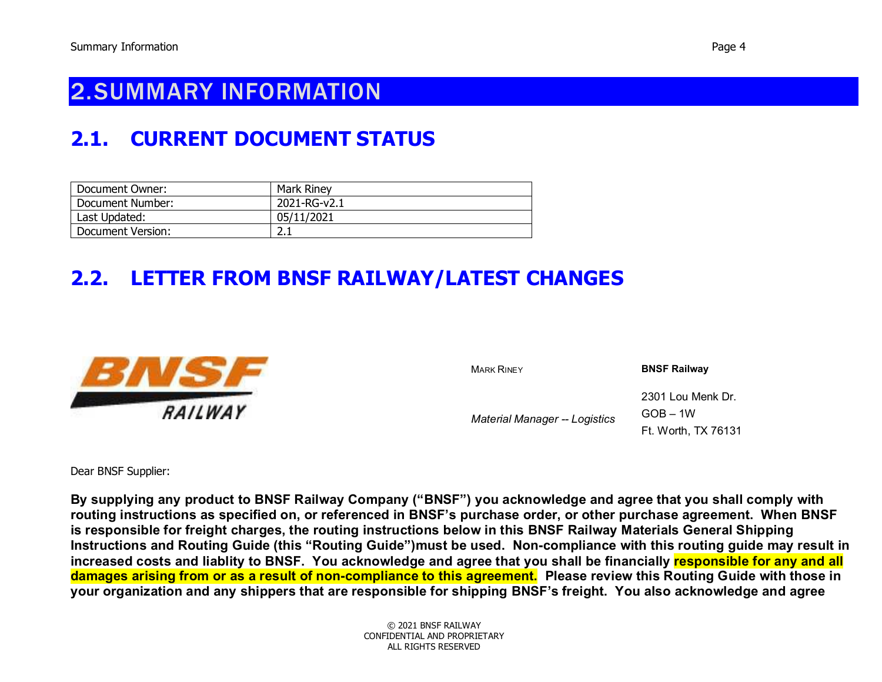# 2. SUMMARY INFORMATION

## 2.1. CURRENT DOCUMENT STATUS

| Document Owner: | Mark Riney |
|---|---|
| Document Number: | 2021-RG-v2.1 |
| Last Updated: | 05/11/2021 |
| Document Version: | 2.1 |

## 2.2. LETTER FROM BNSF RAILWAY/LATEST CHANGES

MARK RINEY

*Material Manager -- Logistics*

**BNSF Railway**

2301 Lou Menk Dr.
GOB – 1W
Ft. Worth, TX 76131

Dear BNSF Supplier:

**By supplying any product to BNSF Railway Company ("BNSF") you acknowledge and agree that you shall comply with routing instructions as specified on, or referenced in BNSF's purchase order, or other purchase agreement. When BNSF is responsible for freight charges, the routing instructions below in this BNSF Railway Materials General Shipping Instructions and Routing Guide (this "Routing Guide")must be used. Non-compliance with this routing guide may result in increased costs and liablity to BNSF. You acknowledge and agree that you shall be financially responsible for any and all damages arising from or as a result of non-compliance to this agreement. Please review this Routing Guide with those in your organization and any shippers that are responsible for shipping BNSF's freight. You also acknowledge and agree**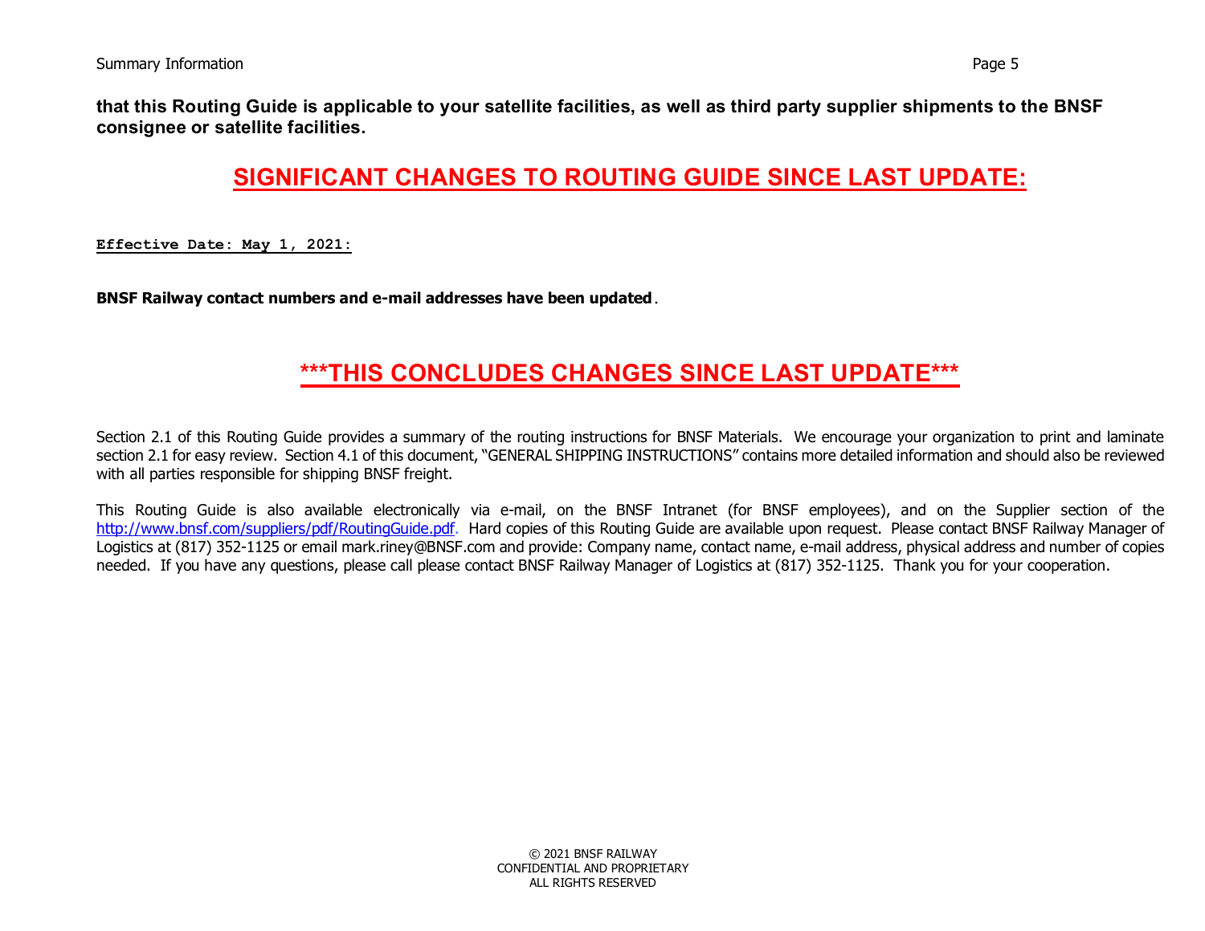**that this Routing Guide is applicable to your satellite facilities, as well as third party supplier shipments to the BNSF consignee or satellite facilities.**

## SIGNIFICANT CHANGES TO ROUTING GUIDE SINCE LAST UPDATE:

**Effective Date: May 1, 2021:**

**BNSF Railway contact numbers and e-mail addresses have been updated**.

## ***THIS CONCLUDES CHANGES SINCE LAST UPDATE***

Section 2.1 of this Routing Guide provides a summary of the routing instructions for BNSF Materials. We encourage your organization to print and laminate section 2.1 for easy review. Section 4.1 of this document, "GENERAL SHIPPING INSTRUCTIONS" contains more detailed information and should also be reviewed with all parties responsible for shipping BNSF freight.

This Routing Guide is also available electronically via e-mail, on the BNSF Intranet (for BNSF employees), and on the Supplier section of the http://www.bnsf.com/suppliers/pdf/RoutingGuide.pdf. Hard copies of this Routing Guide are available upon request. Please contact BNSF Railway Manager of Logistics at (817) 352-1125 or email mark.riney@BNSF.com and provide: Company name, contact name, e-mail address, physical address and number of copies needed. If you have any questions, please call please contact BNSF Railway Manager of Logistics at (817) 352-1125. Thank you for your cooperation.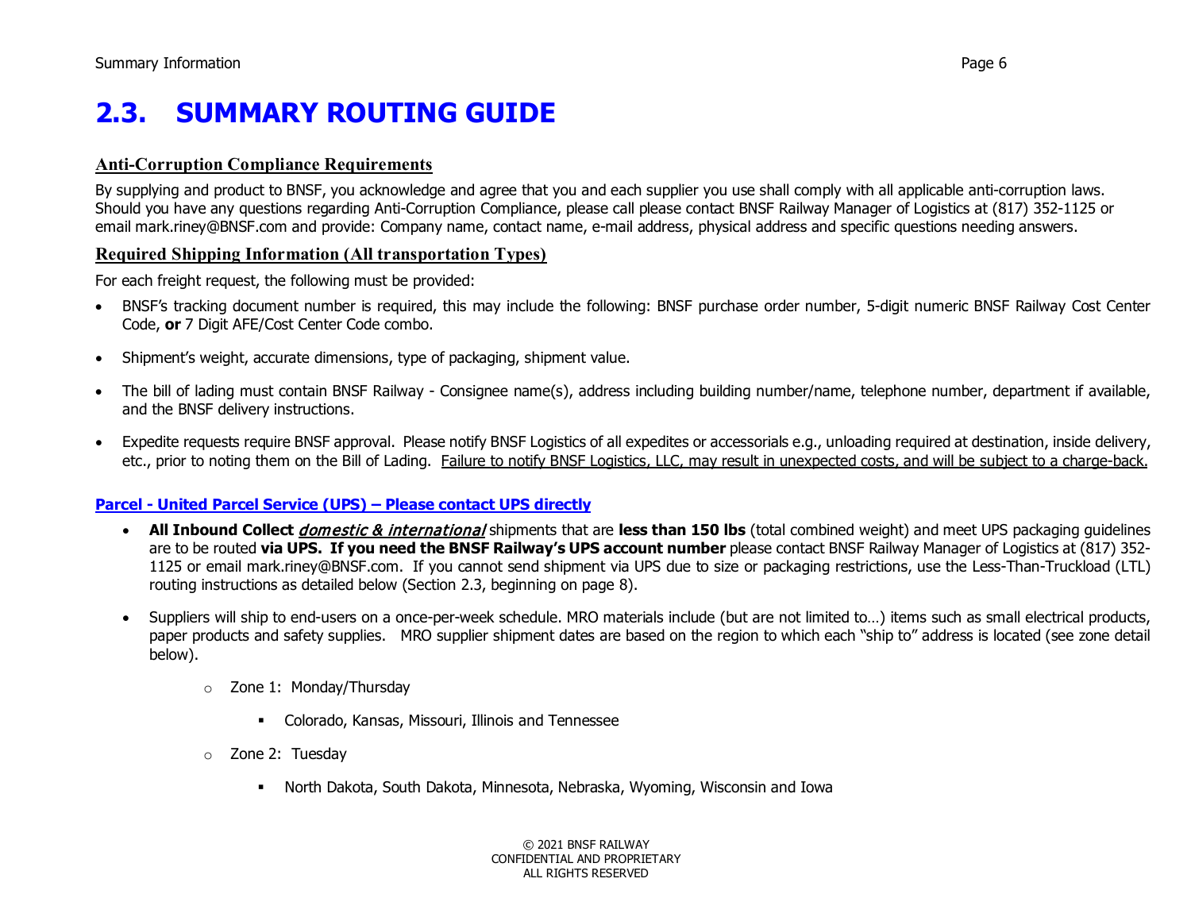## 2.3. SUMMARY ROUTING GUIDE

### Anti-Corruption Compliance Requirements

By supplying and product to BNSF, you acknowledge and agree that you and each supplier you use shall comply with all applicable anti-corruption laws. Should you have any questions regarding Anti-Corruption Compliance, please call please contact BNSF Railway Manager of Logistics at (817) 352-1125 or email mark.riney@BNSF.com and provide: Company name, contact name, e-mail address, physical address and specific questions needing answers.

### Required Shipping Information (All transportation Types)

For each freight request, the following must be provided:

- BNSF's tracking document number is required, this may include the following: BNSF purchase order number, 5-digit numeric BNSF Railway Cost Center Code, **or** 7 Digit AFE/Cost Center Code combo.
- Shipment's weight, accurate dimensions, type of packaging, shipment value.
- The bill of lading must contain BNSF Railway - Consignee name(s), address including building number/name, telephone number, department if available, and the BNSF delivery instructions.
- Expedite requests require BNSF approval. Please notify BNSF Logistics of all expedites or accessorials e.g., unloading required at destination, inside delivery, etc., prior to noting them on the Bill of Lading. Failure to notify BNSF Logistics, LLC, may result in unexpected costs, and will be subject to a charge-back.

### Parcel - United Parcel Service (UPS) – Please contact UPS directly

- **All Inbound Collect** ***domestic & international*** shipments that are **less than 150 lbs** (total combined weight) and meet UPS packaging guidelines are to be routed **via UPS. If you need the BNSF Railway's UPS account number** please contact BNSF Railway Manager of Logistics at (817) 352-1125 or email mark.riney@BNSF.com. If you cannot send shipment via UPS due to size or packaging restrictions, use the Less-Than-Truckload (LTL) routing instructions as detailed below (Section 2.3, beginning on page 8).
- Suppliers will ship to end-users on a once-per-week schedule. MRO materials include (but are not limited to…) items such as small electrical products, paper products and safety supplies. MRO supplier shipment dates are based on the region to which each "ship to" address is located (see zone detail below).
  - Zone 1: Monday/Thursday
    - Colorado, Kansas, Missouri, Illinois and Tennessee
  - Zone 2: Tuesday
    - North Dakota, South Dakota, Minnesota, Nebraska, Wyoming, Wisconsin and Iowa

© 2021 BNSF RAILWAY
CONFIDENTIAL AND PROPRIETARY
ALL RIGHTS RESERVED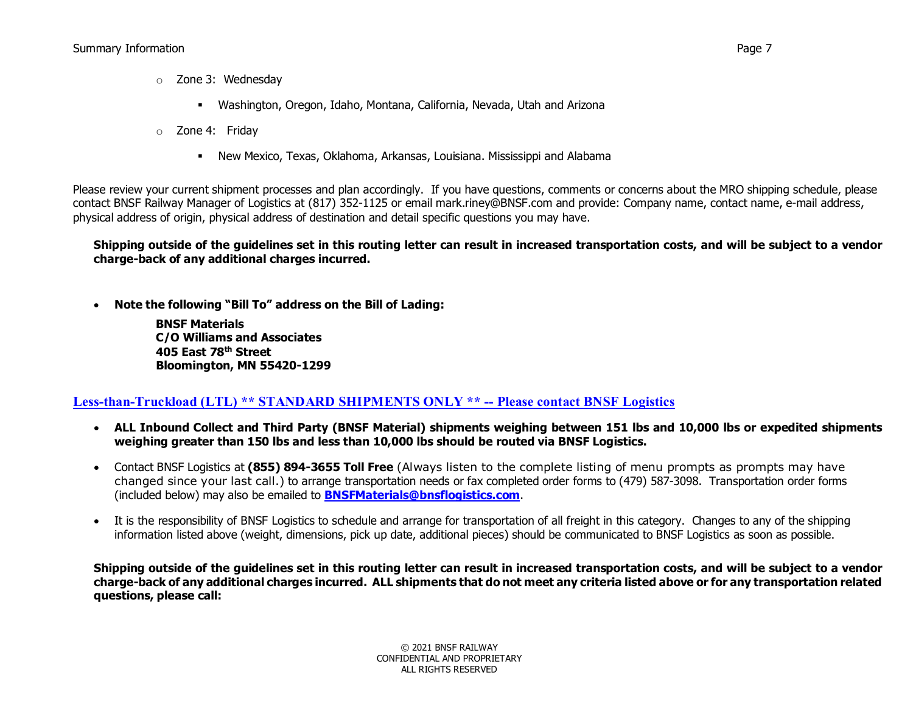- Zone 3: Wednesday
  - Washington, Oregon, Idaho, Montana, California, Nevada, Utah and Arizona
- Zone 4: Friday
  - New Mexico, Texas, Oklahoma, Arkansas, Louisiana. Mississippi and Alabama

Please review your current shipment processes and plan accordingly. If you have questions, comments or concerns about the MRO shipping schedule, please contact BNSF Railway Manager of Logistics at (817) 352-1125 or email mark.riney@BNSF.com and provide: Company name, contact name, e-mail address, physical address of origin, physical address of destination and detail specific questions you may have.

**Shipping outside of the guidelines set in this routing letter can result in increased transportation costs, and will be subject to a vendor charge-back of any additional charges incurred.**

- **Note the following "Bill To" address on the Bill of Lading:**

  **BNSF Materials**
  **C/O Williams and Associates**
  **405 East 78th Street**
  **Bloomington, MN 55420-1299**

## Less-than-Truckload (LTL) ** STANDARD SHIPMENTS ONLY ** -- Please contact BNSF Logistics

- **ALL Inbound Collect and Third Party (BNSF Material) shipments weighing between 151 lbs and 10,000 lbs or expedited shipments weighing greater than 150 lbs and less than 10,000 lbs should be routed via BNSF Logistics.**
- Contact BNSF Logistics at **(855) 894-3655 Toll Free** (Always listen to the complete listing of menu prompts as prompts may have changed since your last call.) to arrange transportation needs or fax completed order forms to (479) 587-3098. Transportation order forms (included below) may also be emailed to **BNSFMaterials@bnsflogistics.com**.
- It is the responsibility of BNSF Logistics to schedule and arrange for transportation of all freight in this category. Changes to any of the shipping information listed above (weight, dimensions, pick up date, additional pieces) should be communicated to BNSF Logistics as soon as possible.

**Shipping outside of the guidelines set in this routing letter can result in increased transportation costs, and will be subject to a vendor charge-back of any additional charges incurred. ALL shipments that do not meet any criteria listed above or for any transportation related questions, please call:**

© 2021 BNSF RAILWAY
CONFIDENTIAL AND PROPRIETARY
ALL RIGHTS RESERVED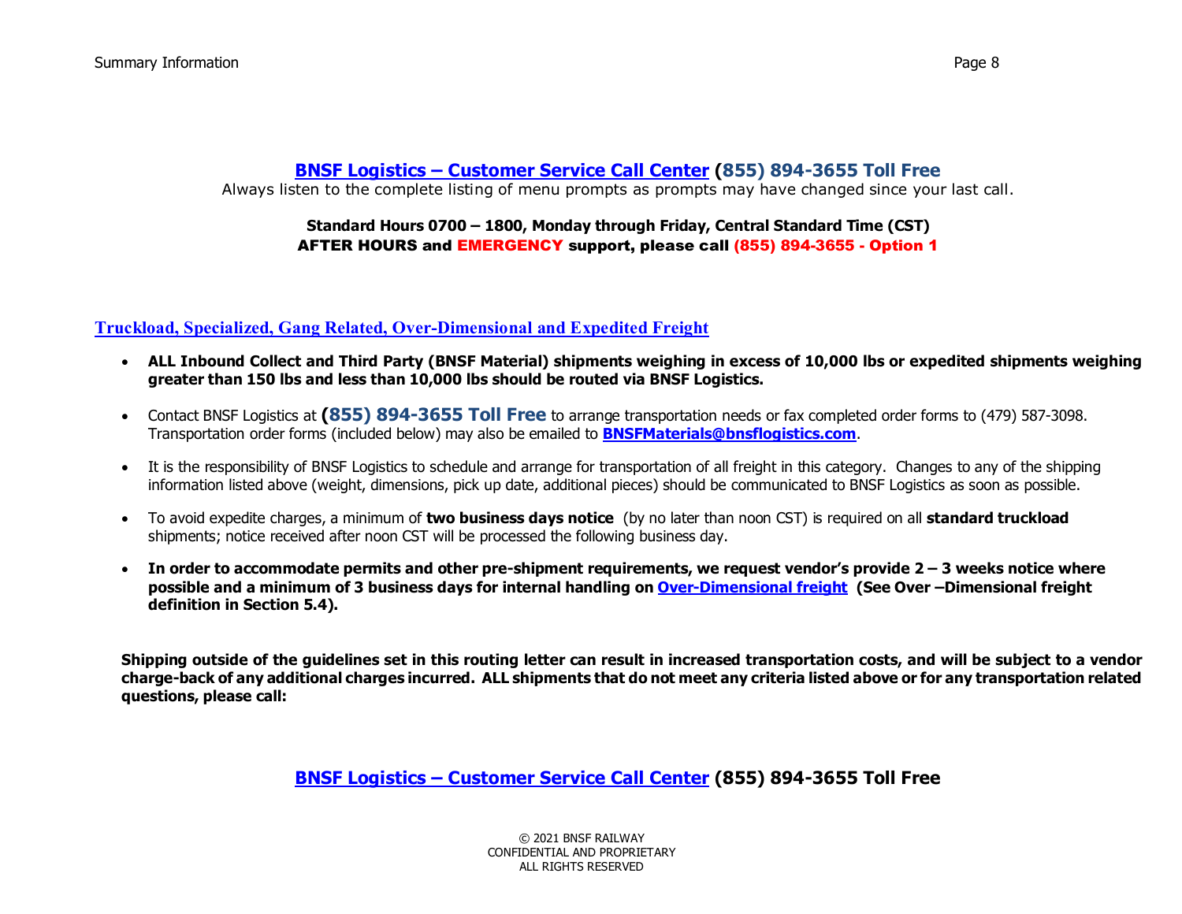**BNSF Logistics – Customer Service Call Center (855) 894-3655 Toll Free**

Always listen to the complete listing of menu prompts as prompts may have changed since your last call.

**Standard Hours 0700 – 1800, Monday through Friday, Central Standard Time (CST)**

**AFTER HOURS and EMERGENCY support, please call (855) 894-3655 - Option 1**

## Truckload, Specialized, Gang Related, Over-Dimensional and Expedited Freight

- **ALL Inbound Collect and Third Party (BNSF Material) shipments weighing in excess of 10,000 lbs or expedited shipments weighing greater than 150 lbs and less than 10,000 lbs should be routed via BNSF Logistics.**
- Contact BNSF Logistics at **(855) 894-3655 Toll Free** to arrange transportation needs or fax completed order forms to (479) 587-3098. Transportation order forms (included below) may also be emailed to **BNSFMaterials@bnsflogistics.com**.
- It is the responsibility of BNSF Logistics to schedule and arrange for transportation of all freight in this category. Changes to any of the shipping information listed above (weight, dimensions, pick up date, additional pieces) should be communicated to BNSF Logistics as soon as possible.
- To avoid expedite charges, a minimum of **two business days notice** (by no later than noon CST) is required on all **standard truckload** shipments; notice received after noon CST will be processed the following business day.
- **In order to accommodate permits and other pre-shipment requirements, we request vendor's provide 2 – 3 weeks notice where possible and a minimum of 3 business days for internal handling on Over-Dimensional freight (See Over –Dimensional freight definition in Section 5.4).**

**Shipping outside of the guidelines set in this routing letter can result in increased transportation costs, and will be subject to a vendor charge-back of any additional charges incurred. ALL shipments that do not meet any criteria listed above or for any transportation related questions, please call:**

**BNSF Logistics – Customer Service Call Center (855) 894-3655 Toll Free**

© 2021 BNSF RAILWAY
CONFIDENTIAL AND PROPRIETARY
ALL RIGHTS RESERVED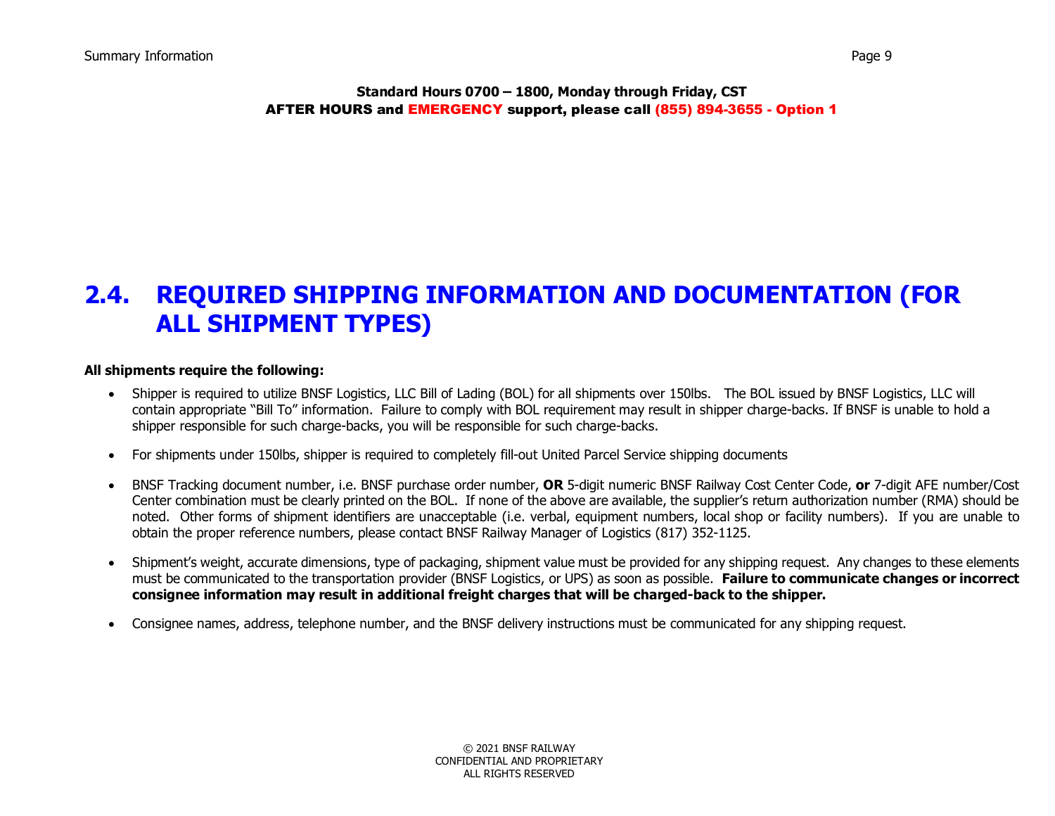**Standard Hours 0700 – 1800, Monday through Friday, CST**
**AFTER HOURS and EMERGENCY support, please call (855) 894-3655 - Option 1**

## 2.4. REQUIRED SHIPPING INFORMATION AND DOCUMENTATION (FOR ALL SHIPMENT TYPES)

**All shipments require the following:**

- Shipper is required to utilize BNSF Logistics, LLC Bill of Lading (BOL) for all shipments over 150lbs. The BOL issued by BNSF Logistics, LLC will contain appropriate "Bill To" information. Failure to comply with BOL requirement may result in shipper charge-backs. If BNSF is unable to hold a shipper responsible for such charge-backs, you will be responsible for such charge-backs.

- For shipments under 150lbs, shipper is required to completely fill-out United Parcel Service shipping documents

- BNSF Tracking document number, i.e. BNSF purchase order number, **OR** 5-digit numeric BNSF Railway Cost Center Code, **or** 7-digit AFE number/Cost Center combination must be clearly printed on the BOL. If none of the above are available, the supplier's return authorization number (RMA) should be noted. Other forms of shipment identifiers are unacceptable (i.e. verbal, equipment numbers, local shop or facility numbers). If you are unable to obtain the proper reference numbers, please contact BNSF Railway Manager of Logistics (817) 352-1125.

- Shipment's weight, accurate dimensions, type of packaging, shipment value must be provided for any shipping request. Any changes to these elements must be communicated to the transportation provider (BNSF Logistics, or UPS) as soon as possible. **Failure to communicate changes or incorrect consignee information may result in additional freight charges that will be charged-back to the shipper.**

- Consignee names, address, telephone number, and the BNSF delivery instructions must be communicated for any shipping request.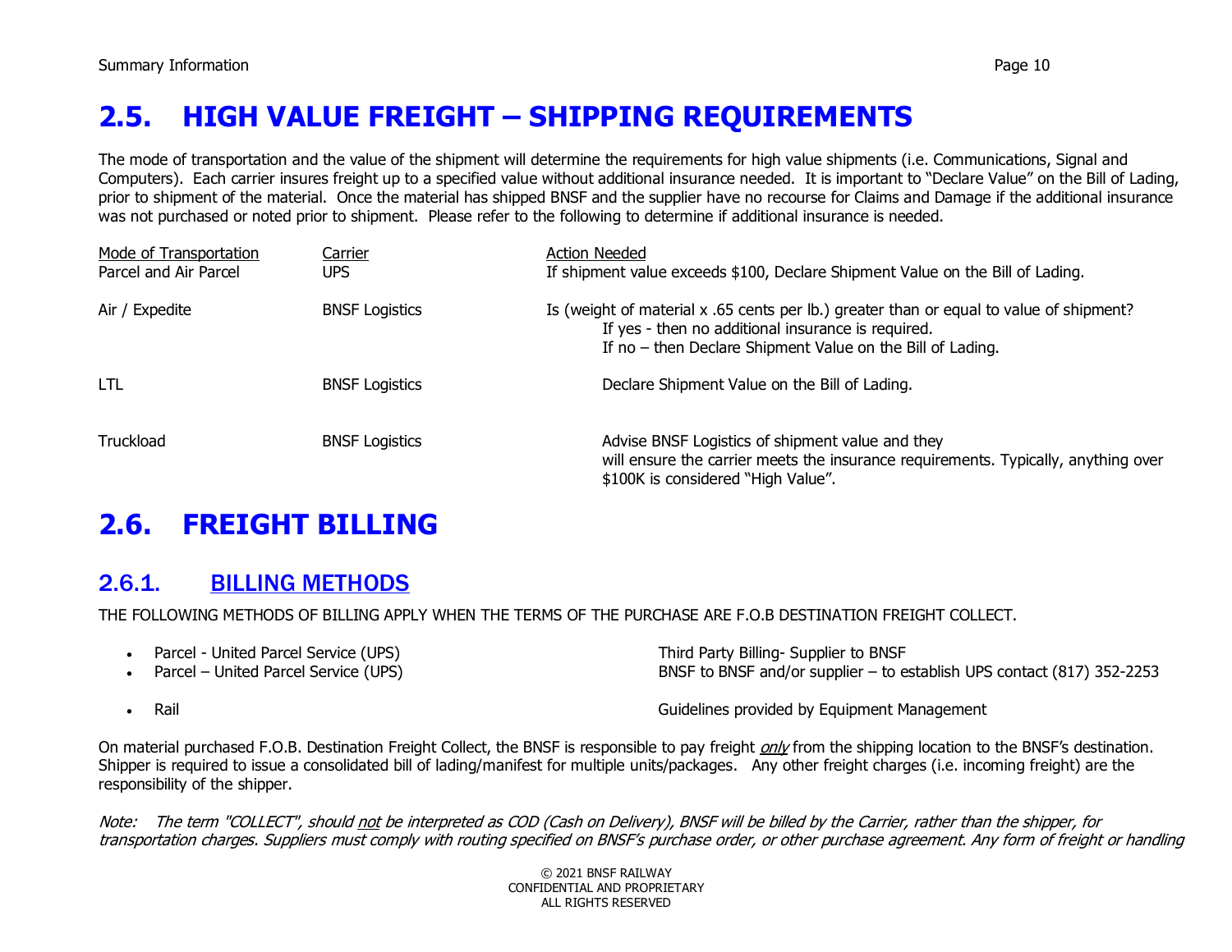# 2.5. HIGH VALUE FREIGHT – SHIPPING REQUIREMENTS

The mode of transportation and the value of the shipment will determine the requirements for high value shipments (i.e. Communications, Signal and Computers). Each carrier insures freight up to a specified value without additional insurance needed. It is important to "Declare Value" on the Bill of Lading, prior to shipment of the material. Once the material has shipped BNSF and the supplier have no recourse for Claims and Damage if the additional insurance was not purchased or noted prior to shipment. Please refer to the following to determine if additional insurance is needed.

| Mode of Transportation | Carrier | Action Needed |
|---|---|---|
| Parcel and Air Parcel | UPS | If shipment value exceeds $100, Declare Shipment Value on the Bill of Lading. |
| Air / Expedite | BNSF Logistics | Is (weight of material x .65 cents per lb.) greater than or equal to value of shipment?<br>If yes - then no additional insurance is required.<br>If no – then Declare Shipment Value on the Bill of Lading. |
| LTL | BNSF Logistics | Declare Shipment Value on the Bill of Lading. |
| Truckload | BNSF Logistics | Advise BNSF Logistics of shipment value and they will ensure the carrier meets the insurance requirements. Typically, anything over $100K is considered "High Value". |

# 2.6. FREIGHT BILLING

## 2.6.1. BILLING METHODS

THE FOLLOWING METHODS OF BILLING APPLY WHEN THE TERMS OF THE PURCHASE ARE F.O.B DESTINATION FREIGHT COLLECT.

- Parcel - United Parcel Service (UPS) — Third Party Billing- Supplier to BNSF
- Parcel – United Parcel Service (UPS) — BNSF to BNSF and/or supplier – to establish UPS contact (817) 352-2253
- Rail — Guidelines provided by Equipment Management

On material purchased F.O.B. Destination Freight Collect, the BNSF is responsible to pay freight *only* from the shipping location to the BNSF's destination. Shipper is required to issue a consolidated bill of lading/manifest for multiple units/packages. Any other freight charges (i.e. incoming freight) are the responsibility of the shipper.

*Note: The term "COLLECT", should not be interpreted as COD (Cash on Delivery), BNSF will be billed by the Carrier, rather than the shipper, for transportation charges. Suppliers must comply with routing specified on BNSF's purchase order, or other purchase agreement. Any form of freight or handling*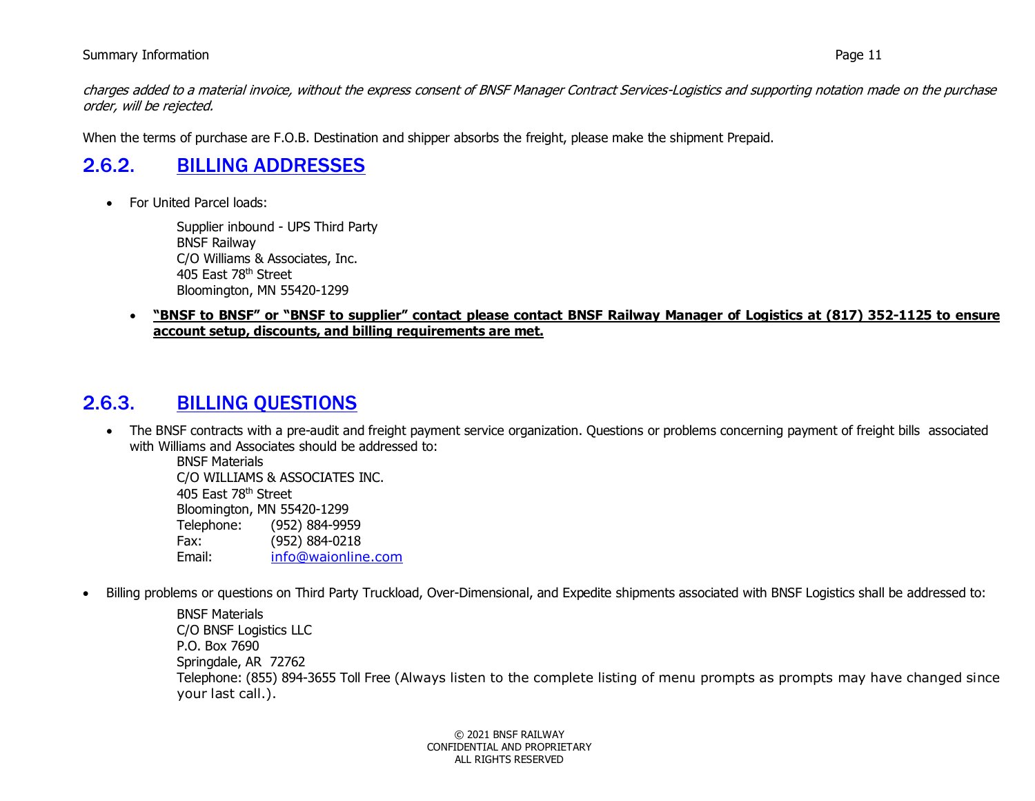*charges added to a material invoice, without the express consent of BNSF Manager Contract Services-Logistics and supporting notation made on the purchase order, will be rejected.*

When the terms of purchase are F.O.B. Destination and shipper absorbs the freight, please make the shipment Prepaid.

## 2.6.2. BILLING ADDRESSES

- For United Parcel loads:

  Supplier inbound - UPS Third Party
  BNSF Railway
  C/O Williams & Associates, Inc.
  405 East 78th Street
  Bloomington, MN 55420-1299

  - **"BNSF to BNSF" or "BNSF to supplier" contact please contact BNSF Railway Manager of Logistics at (817) 352-1125 to ensure account setup, discounts, and billing requirements are met.**

## 2.6.3. BILLING QUESTIONS

- The BNSF contracts with a pre-audit and freight payment service organization. Questions or problems concerning payment of freight bills associated with Williams and Associates should be addressed to:

  BNSF Materials
  C/O WILLIAMS & ASSOCIATES INC.
  405 East 78th Street
  Bloomington, MN 55420-1299
  Telephone: (952) 884-9959
  Fax: (952) 884-0218
  Email: info@waionline.com

- Billing problems or questions on Third Party Truckload, Over-Dimensional, and Expedite shipments associated with BNSF Logistics shall be addressed to:

  BNSF Materials
  C/O BNSF Logistics LLC
  P.O. Box 7690
  Springdale, AR 72762
  Telephone: (855) 894-3655 Toll Free (Always listen to the complete listing of menu prompts as prompts may have changed since your last call.).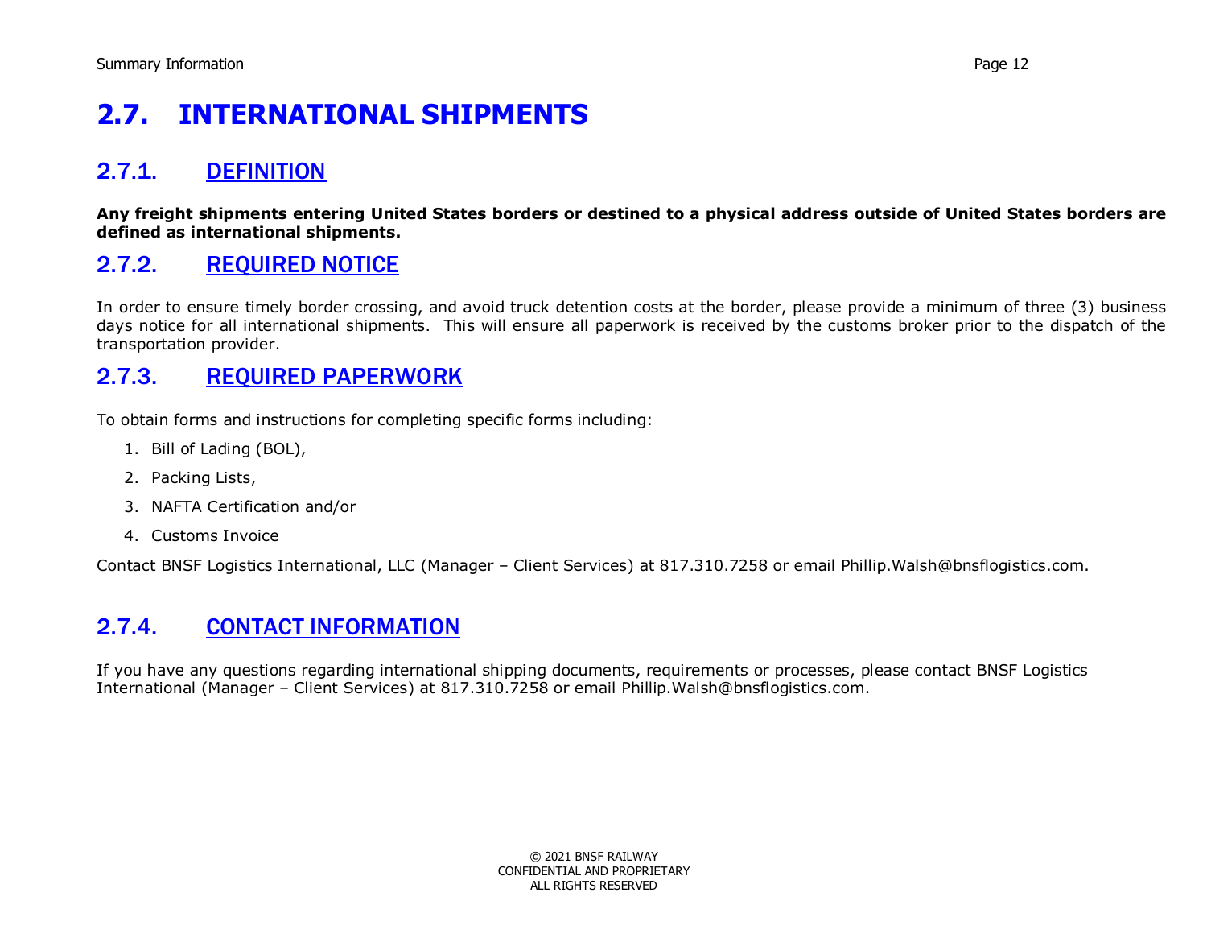# 2.7. INTERNATIONAL SHIPMENTS

## 2.7.1. DEFINITION

**Any freight shipments entering United States borders or destined to a physical address outside of United States borders are defined as international shipments.**

## 2.7.2. REQUIRED NOTICE

In order to ensure timely border crossing, and avoid truck detention costs at the border, please provide a minimum of three (3) business days notice for all international shipments. This will ensure all paperwork is received by the customs broker prior to the dispatch of the transportation provider.

## 2.7.3. REQUIRED PAPERWORK

To obtain forms and instructions for completing specific forms including:

1. Bill of Lading (BOL),
2. Packing Lists,
3. NAFTA Certification and/or
4. Customs Invoice

Contact BNSF Logistics International, LLC (Manager – Client Services) at 817.310.7258 or email Phillip.Walsh@bnsflogistics.com.

## 2.7.4. CONTACT INFORMATION

If you have any questions regarding international shipping documents, requirements or processes, please contact BNSF Logistics International (Manager – Client Services) at 817.310.7258 or email Phillip.Walsh@bnsflogistics.com.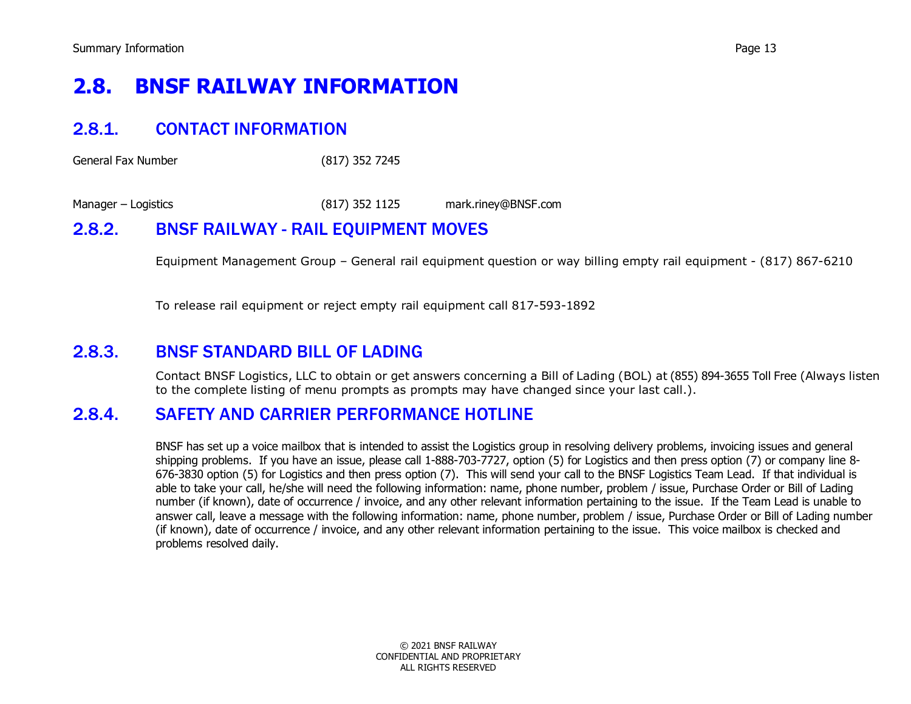# 2.8. BNSF RAILWAY INFORMATION

## 2.8.1. CONTACT INFORMATION

| | | |
|---|---|---|
| General Fax Number | (817) 352 7245 | |
| Manager – Logistics | (817) 352 1125 | mark.riney@BNSF.com |

## 2.8.2. BNSF RAILWAY - RAIL EQUIPMENT MOVES

Equipment Management Group – General rail equipment question or way billing empty rail equipment - (817) 867-6210

To release rail equipment or reject empty rail equipment call 817-593-1892

## 2.8.3. BNSF STANDARD BILL OF LADING

Contact BNSF Logistics, LLC to obtain or get answers concerning a Bill of Lading (BOL) at (855) 894-3655 Toll Free (Always listen to the complete listing of menu prompts as prompts may have changed since your last call.).

## 2.8.4. SAFETY AND CARRIER PERFORMANCE HOTLINE

BNSF has set up a voice mailbox that is intended to assist the Logistics group in resolving delivery problems, invoicing issues and general shipping problems. If you have an issue, please call 1-888-703-7727, option (5) for Logistics and then press option (7) or company line 8-676-3830 option (5) for Logistics and then press option (7). This will send your call to the BNSF Logistics Team Lead. If that individual is able to take your call, he/she will need the following information: name, phone number, problem / issue, Purchase Order or Bill of Lading number (if known), date of occurrence / invoice, and any other relevant information pertaining to the issue. If the Team Lead is unable to answer call, leave a message with the following information: name, phone number, problem / issue, Purchase Order or Bill of Lading number (if known), date of occurrence / invoice, and any other relevant information pertaining to the issue. This voice mailbox is checked and problems resolved daily.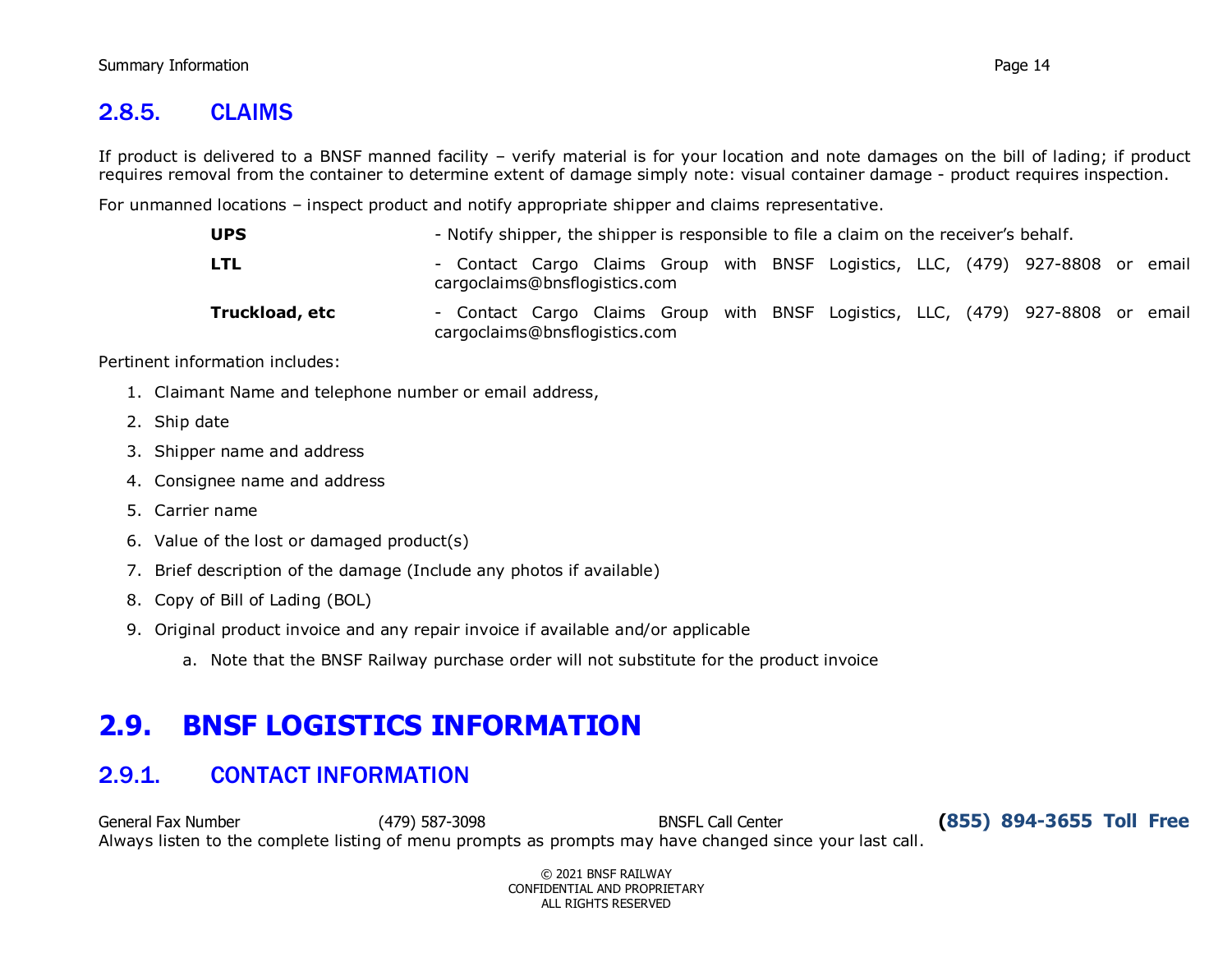### 2.8.5. CLAIMS

If product is delivered to a BNSF manned facility – verify material is for your location and note damages on the bill of lading; if product requires removal from the container to determine extent of damage simply note: visual container damage - product requires inspection.

For unmanned locations – inspect product and notify appropriate shipper and claims representative.

| | |
|---|---|
| **UPS** | - Notify shipper, the shipper is responsible to file a claim on the receiver's behalf. |
| **LTL** | - Contact Cargo Claims Group with BNSF Logistics, LLC, (479) 927-8808 or email cargoclaims@bnsflogistics.com |
| **Truckload, etc** | - Contact Cargo Claims Group with BNSF Logistics, LLC, (479) 927-8808 or email cargoclaims@bnsflogistics.com |

Pertinent information includes:

1. Claimant Name and telephone number or email address,
2. Ship date
3. Shipper name and address
4. Consignee name and address
5. Carrier name
6. Value of the lost or damaged product(s)
7. Brief description of the damage (Include any photos if available)
8. Copy of Bill of Lading (BOL)
9. Original product invoice and any repair invoice if available and/or applicable
    a. Note that the BNSF Railway purchase order will not substitute for the product invoice

## 2.9. BNSF LOGISTICS INFORMATION

### 2.9.1. CONTACT INFORMATION

General Fax Number (479) 587-3098 BNSFL Call Center **(855) 894-3655 Toll Free**
Always listen to the complete listing of menu prompts as prompts may have changed since your last call.

© 2021 BNSF RAILWAY
CONFIDENTIAL AND PROPRIETARY
ALL RIGHTS RESERVED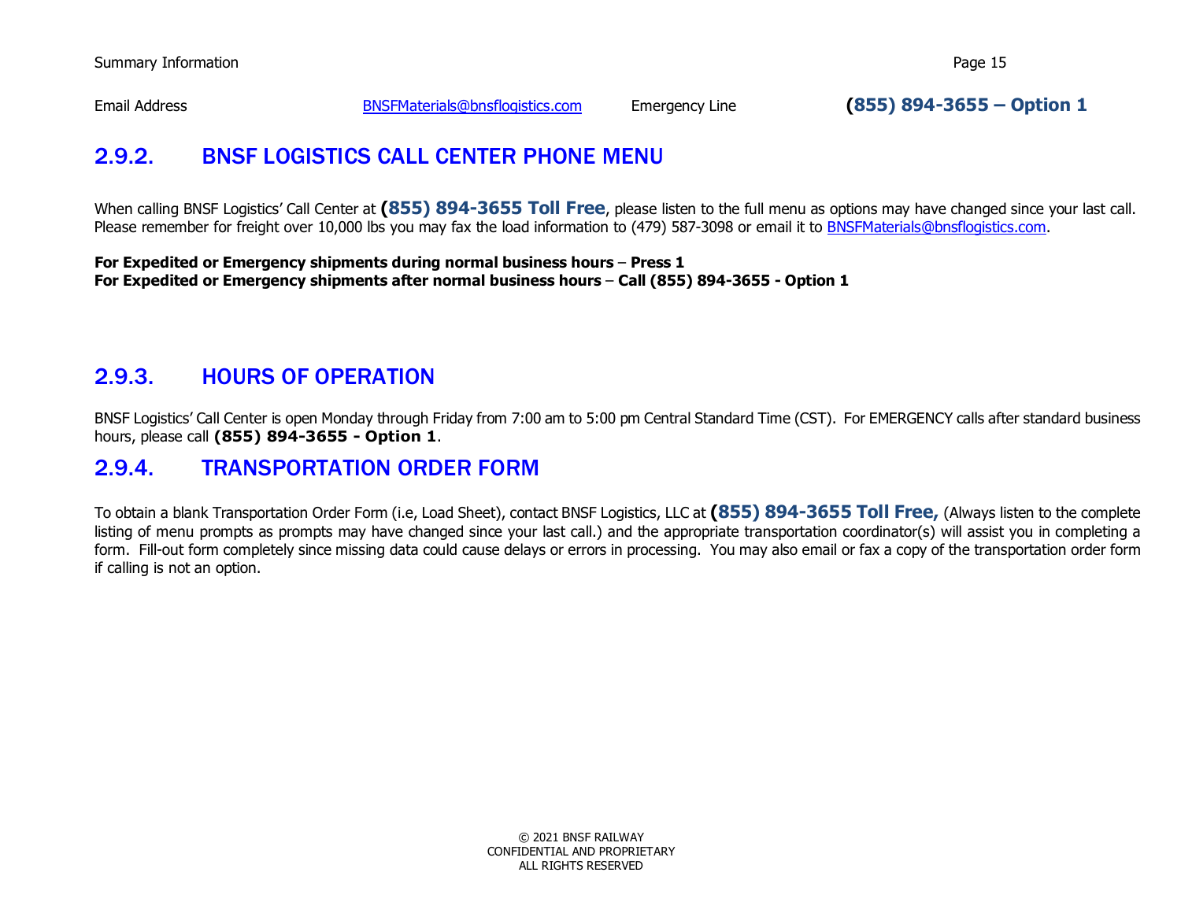Summary Information

| Email Address | BNSFMaterials@bnsflogistics.com | Emergency Line | **(855) 894-3655 – Option 1** |
|---|---|---|---|

## 2.9.2. BNSF LOGISTICS CALL CENTER PHONE MENU

When calling BNSF Logistics' Call Center at **(855) 894-3655 Toll Free**, please listen to the full menu as options may have changed since your last call. Please remember for freight over 10,000 lbs you may fax the load information to (479) 587-3098 or email it to BNSFMaterials@bnsflogistics.com.

**For Expedited or Emergency shipments during normal business hours – Press 1**
**For Expedited or Emergency shipments after normal business hours – Call (855) 894-3655 - Option 1**

## 2.9.3. HOURS OF OPERATION

BNSF Logistics' Call Center is open Monday through Friday from 7:00 am to 5:00 pm Central Standard Time (CST). For EMERGENCY calls after standard business hours, please call **(855) 894-3655 - Option 1**.

## 2.9.4. TRANSPORTATION ORDER FORM

To obtain a blank Transportation Order Form (i.e, Load Sheet), contact BNSF Logistics, LLC at **(855) 894-3655 Toll Free,** (Always listen to the complete listing of menu prompts as prompts may have changed since your last call.) and the appropriate transportation coordinator(s) will assist you in completing a form. Fill-out form completely since missing data could cause delays or errors in processing. You may also email or fax a copy of the transportation order form if calling is not an option.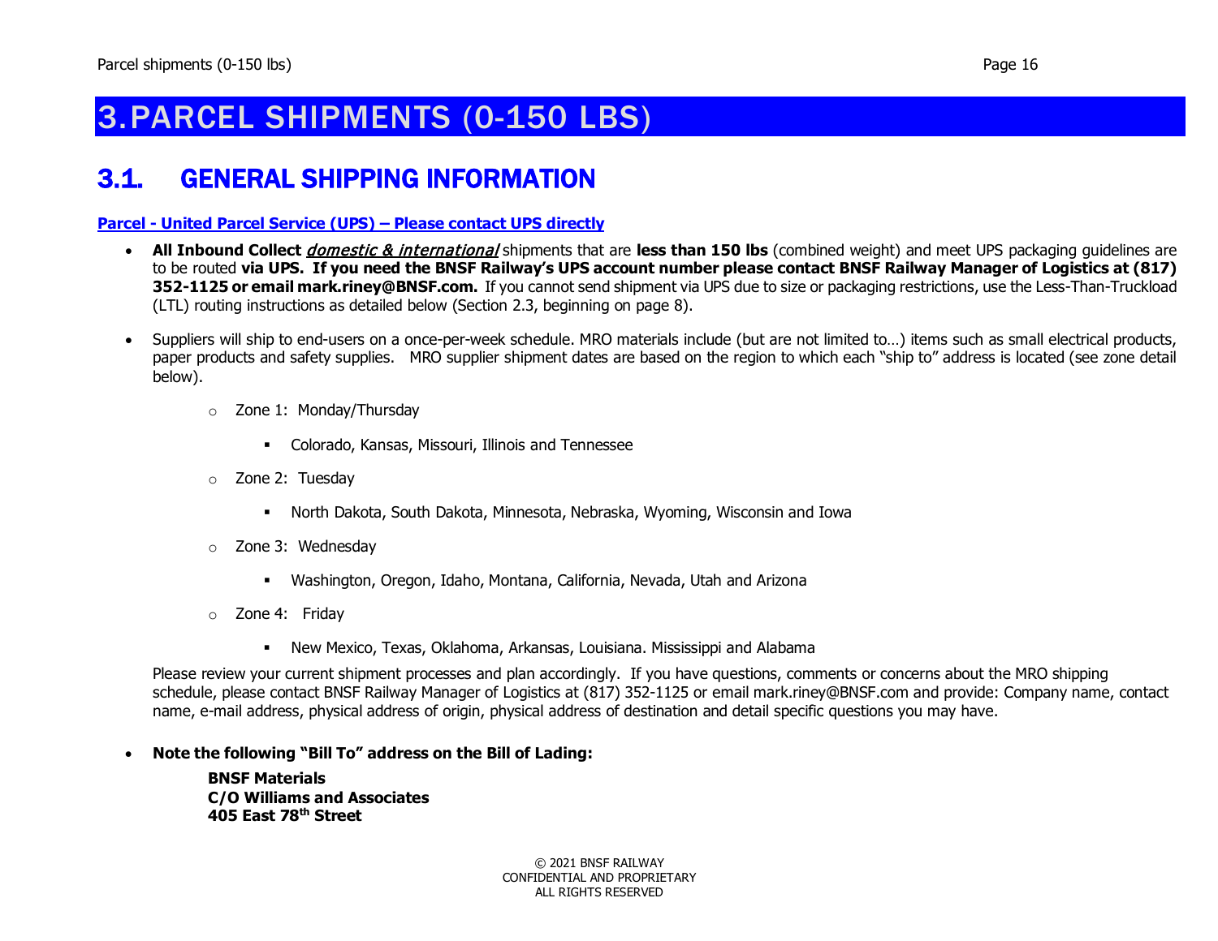# 3. PARCEL SHIPMENTS (0-150 LBS)

## 3.1. GENERAL SHIPPING INFORMATION

**Parcel - United Parcel Service (UPS) – Please contact UPS directly**

- **All Inbound Collect** ***domestic & international*** shipments that are **less than 150 lbs** (combined weight) and meet UPS packaging guidelines are to be routed **via UPS. If you need the BNSF Railway's UPS account number please contact BNSF Railway Manager of Logistics at (817) 352-1125 or email mark.riney@BNSF.com.** If you cannot send shipment via UPS due to size or packaging restrictions, use the Less-Than-Truckload (LTL) routing instructions as detailed below (Section 2.3, beginning on page 8).

- Suppliers will ship to end-users on a once-per-week schedule. MRO materials include (but are not limited to…) items such as small electrical products, paper products and safety supplies. MRO supplier shipment dates are based on the region to which each "ship to" address is located (see zone detail below).

  - Zone 1: Monday/Thursday
    - Colorado, Kansas, Missouri, Illinois and Tennessee
  - Zone 2: Tuesday
    - North Dakota, South Dakota, Minnesota, Nebraska, Wyoming, Wisconsin and Iowa
  - Zone 3: Wednesday
    - Washington, Oregon, Idaho, Montana, California, Nevada, Utah and Arizona
  - Zone 4: Friday
    - New Mexico, Texas, Oklahoma, Arkansas, Louisiana. Mississippi and Alabama

  Please review your current shipment processes and plan accordingly. If you have questions, comments or concerns about the MRO shipping schedule, please contact BNSF Railway Manager of Logistics at (817) 352-1125 or email mark.riney@BNSF.com and provide: Company name, contact name, e-mail address, physical address of origin, physical address of destination and detail specific questions you may have.

- **Note the following "Bill To" address on the Bill of Lading:**

  **BNSF Materials**
  **C/O Williams and Associates**
  **405 East 78th Street**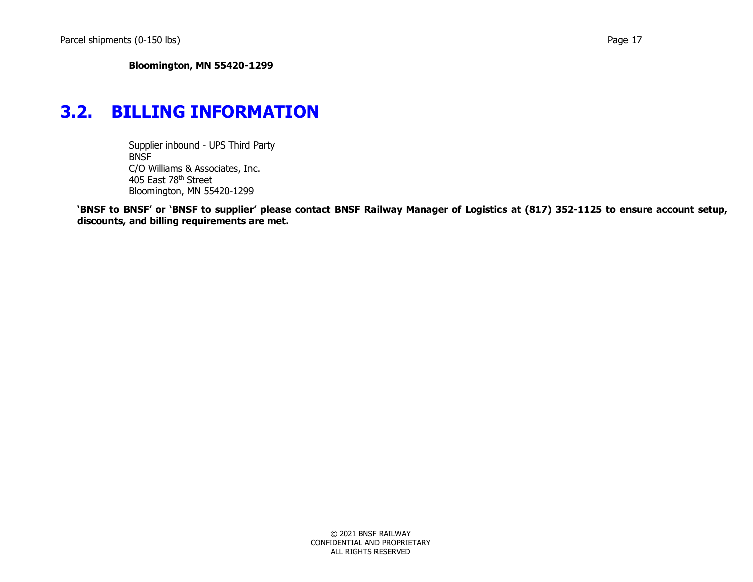**Bloomington, MN 55420-1299**

## 3.2. BILLING INFORMATION

Supplier inbound - UPS Third Party
BNSF
C/O Williams & Associates, Inc.
405 East 78th Street
Bloomington, MN 55420-1299

**'BNSF to BNSF' or 'BNSF to supplier' please contact BNSF Railway Manager of Logistics at (817) 352-1125 to ensure account setup, discounts, and billing requirements are met.**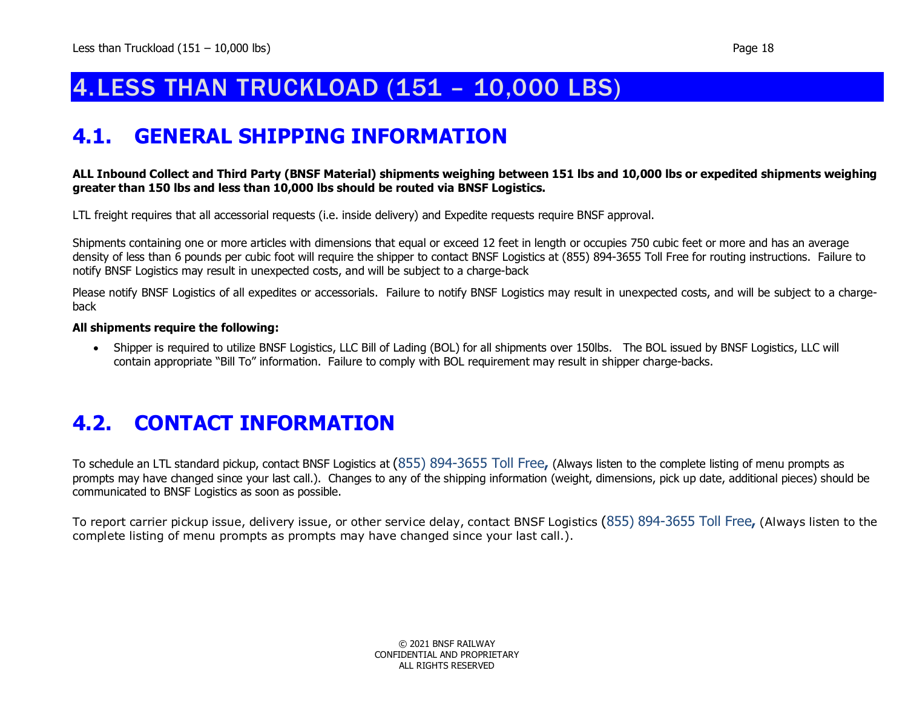# 4. LESS THAN TRUCKLOAD (151 – 10,000 LBS)

## 4.1. GENERAL SHIPPING INFORMATION

**ALL Inbound Collect and Third Party (BNSF Material) shipments weighing between 151 lbs and 10,000 lbs or expedited shipments weighing greater than 150 lbs and less than 10,000 lbs should be routed via BNSF Logistics.**

LTL freight requires that all accessorial requests (i.e. inside delivery) and Expedite requests require BNSF approval.

Shipments containing one or more articles with dimensions that equal or exceed 12 feet in length or occupies 750 cubic feet or more and has an average density of less than 6 pounds per cubic foot will require the shipper to contact BNSF Logistics at (855) 894-3655 Toll Free for routing instructions. Failure to notify BNSF Logistics may result in unexpected costs, and will be subject to a charge-back

Please notify BNSF Logistics of all expedites or accessorials. Failure to notify BNSF Logistics may result in unexpected costs, and will be subject to a charge-back

**All shipments require the following:**

- Shipper is required to utilize BNSF Logistics, LLC Bill of Lading (BOL) for all shipments over 150lbs. The BOL issued by BNSF Logistics, LLC will contain appropriate "Bill To" information. Failure to comply with BOL requirement may result in shipper charge-backs.

## 4.2. CONTACT INFORMATION

To schedule an LTL standard pickup, contact BNSF Logistics at (855) 894-3655 Toll Free**,** (Always listen to the complete listing of menu prompts as prompts may have changed since your last call.). Changes to any of the shipping information (weight, dimensions, pick up date, additional pieces) should be communicated to BNSF Logistics as soon as possible.

To report carrier pickup issue, delivery issue, or other service delay, contact BNSF Logistics (855) 894-3655 Toll Free**,** (Always listen to the complete listing of menu prompts as prompts may have changed since your last call.).

© 2021 BNSF RAILWAY
CONFIDENTIAL AND PROPRIETARY
ALL RIGHTS RESERVED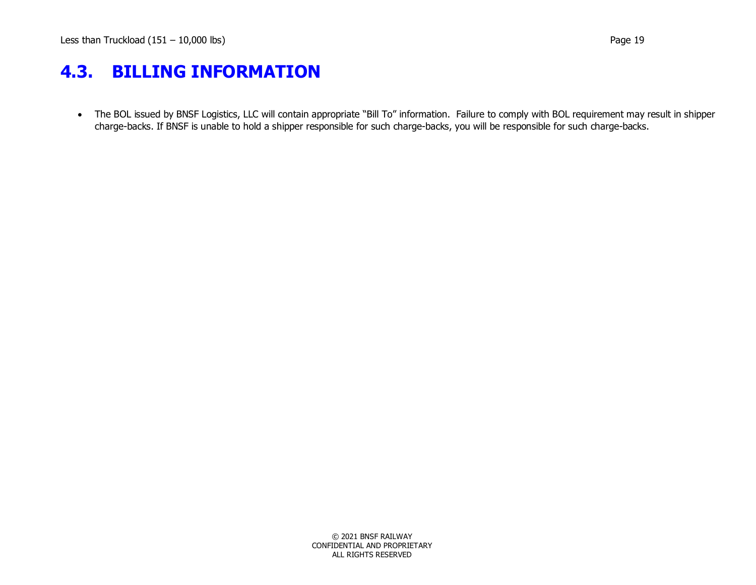## 4.3. BILLING INFORMATION

- The BOL issued by BNSF Logistics, LLC will contain appropriate "Bill To" information. Failure to comply with BOL requirement may result in shipper charge-backs. If BNSF is unable to hold a shipper responsible for such charge-backs, you will be responsible for such charge-backs.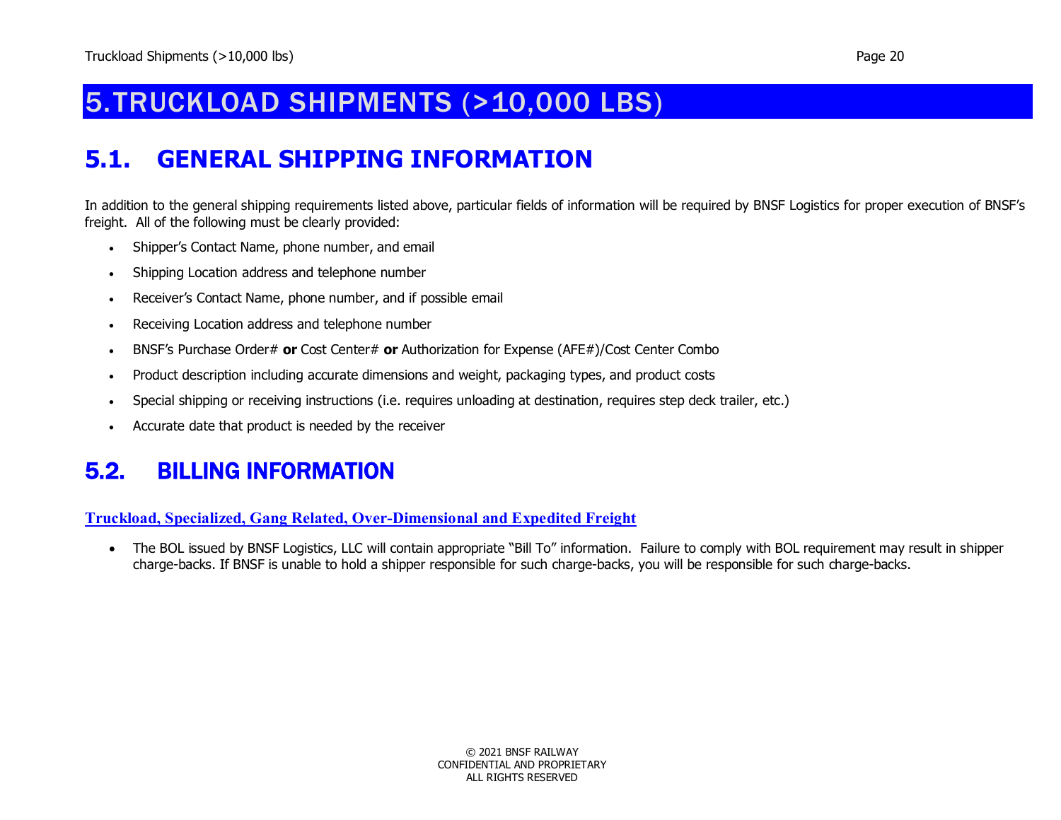# 5. TRUCKLOAD SHIPMENTS (>10,000 LBS)

## 5.1. GENERAL SHIPPING INFORMATION

In addition to the general shipping requirements listed above, particular fields of information will be required by BNSF Logistics for proper execution of BNSF's freight. All of the following must be clearly provided:

- Shipper's Contact Name, phone number, and email
- Shipping Location address and telephone number
- Receiver's Contact Name, phone number, and if possible email
- Receiving Location address and telephone number
- BNSF's Purchase Order# **or** Cost Center# **or** Authorization for Expense (AFE#)/Cost Center Combo
- Product description including accurate dimensions and weight, packaging types, and product costs
- Special shipping or receiving instructions (i.e. requires unloading at destination, requires step deck trailer, etc.)
- Accurate date that product is needed by the receiver

## 5.2. BILLING INFORMATION

**Truckload, Specialized, Gang Related, Over-Dimensional and Expedited Freight**

- The BOL issued by BNSF Logistics, LLC will contain appropriate "Bill To" information. Failure to comply with BOL requirement may result in shipper charge-backs. If BNSF is unable to hold a shipper responsible for such charge-backs, you will be responsible for such charge-backs.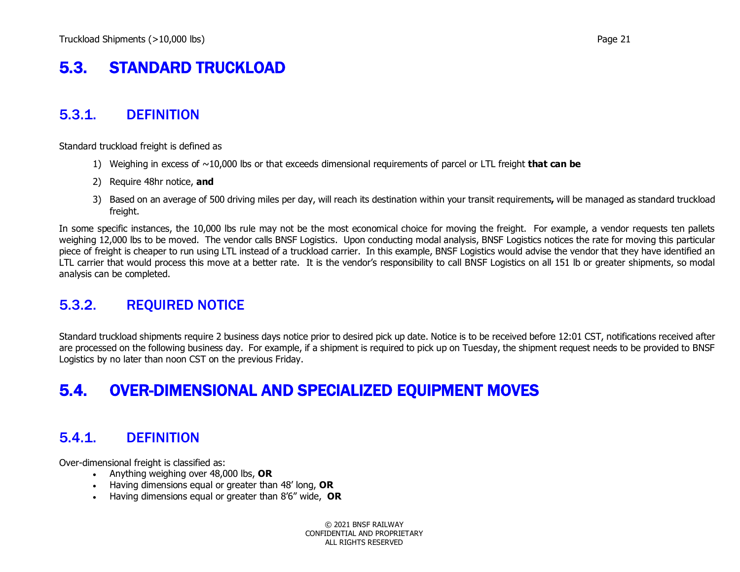# 5.3. STANDARD TRUCKLOAD

## 5.3.1. DEFINITION

Standard truckload freight is defined as

1) Weighing in excess of ~10,000 lbs or that exceeds dimensional requirements of parcel or LTL freight **that can be**
2) Require 48hr notice, **and**
3) Based on an average of 500 driving miles per day, will reach its destination within your transit requirements**,** will be managed as standard truckload freight.

In some specific instances, the 10,000 lbs rule may not be the most economical choice for moving the freight. For example, a vendor requests ten pallets weighing 12,000 lbs to be moved. The vendor calls BNSF Logistics. Upon conducting modal analysis, BNSF Logistics notices the rate for moving this particular piece of freight is cheaper to run using LTL instead of a truckload carrier. In this example, BNSF Logistics would advise the vendor that they have identified an LTL carrier that would process this move at a better rate. It is the vendor's responsibility to call BNSF Logistics on all 151 lb or greater shipments, so modal analysis can be completed.

## 5.3.2. REQUIRED NOTICE

Standard truckload shipments require 2 business days notice prior to desired pick up date. Notice is to be received before 12:01 CST, notifications received after are processed on the following business day. For example, if a shipment is required to pick up on Tuesday, the shipment request needs to be provided to BNSF Logistics by no later than noon CST on the previous Friday.

# 5.4. OVER-DIMENSIONAL AND SPECIALIZED EQUIPMENT MOVES

## 5.4.1. DEFINITION

Over-dimensional freight is classified as:

- Anything weighing over 48,000 lbs, **OR**
- Having dimensions equal or greater than 48' long, **OR**
- Having dimensions equal or greater than 8'6" wide, **OR**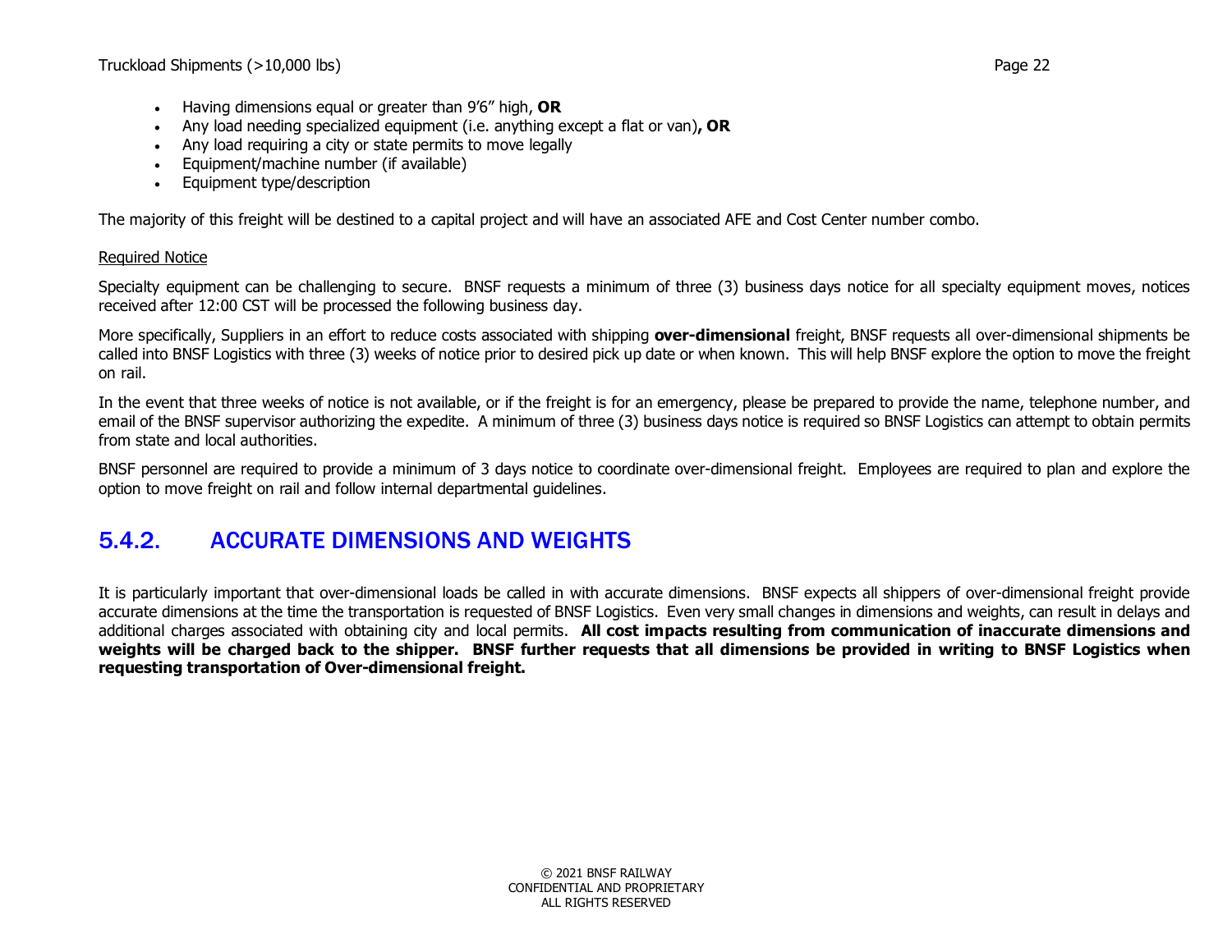- Having dimensions equal or greater than 9'6" high, **OR**
- Any load needing specialized equipment (i.e. anything except a flat or van)**, OR**
- Any load requiring a city or state permits to move legally
- Equipment/machine number (if available)
- Equipment type/description

The majority of this freight will be destined to a capital project and will have an associated AFE and Cost Center number combo.

<u>Required Notice</u>

Specialty equipment can be challenging to secure. BNSF requests a minimum of three (3) business days notice for all specialty equipment moves, notices received after 12:00 CST will be processed the following business day.

More specifically, Suppliers in an effort to reduce costs associated with shipping **over-dimensional** freight, BNSF requests all over-dimensional shipments be called into BNSF Logistics with three (3) weeks of notice prior to desired pick up date or when known. This will help BNSF explore the option to move the freight on rail.

In the event that three weeks of notice is not available, or if the freight is for an emergency, please be prepared to provide the name, telephone number, and email of the BNSF supervisor authorizing the expedite. A minimum of three (3) business days notice is required so BNSF Logistics can attempt to obtain permits from state and local authorities.

BNSF personnel are required to provide a minimum of 3 days notice to coordinate over-dimensional freight. Employees are required to plan and explore the option to move freight on rail and follow internal departmental guidelines.

## 5.4.2. ACCURATE DIMENSIONS AND WEIGHTS

It is particularly important that over-dimensional loads be called in with accurate dimensions. BNSF expects all shippers of over-dimensional freight provide accurate dimensions at the time the transportation is requested of BNSF Logistics. Even very small changes in dimensions and weights, can result in delays and additional charges associated with obtaining city and local permits. **All cost impacts resulting from communication of inaccurate dimensions and weights will be charged back to the shipper. BNSF further requests that all dimensions be provided in writing to BNSF Logistics when requesting transportation of Over-dimensional freight.**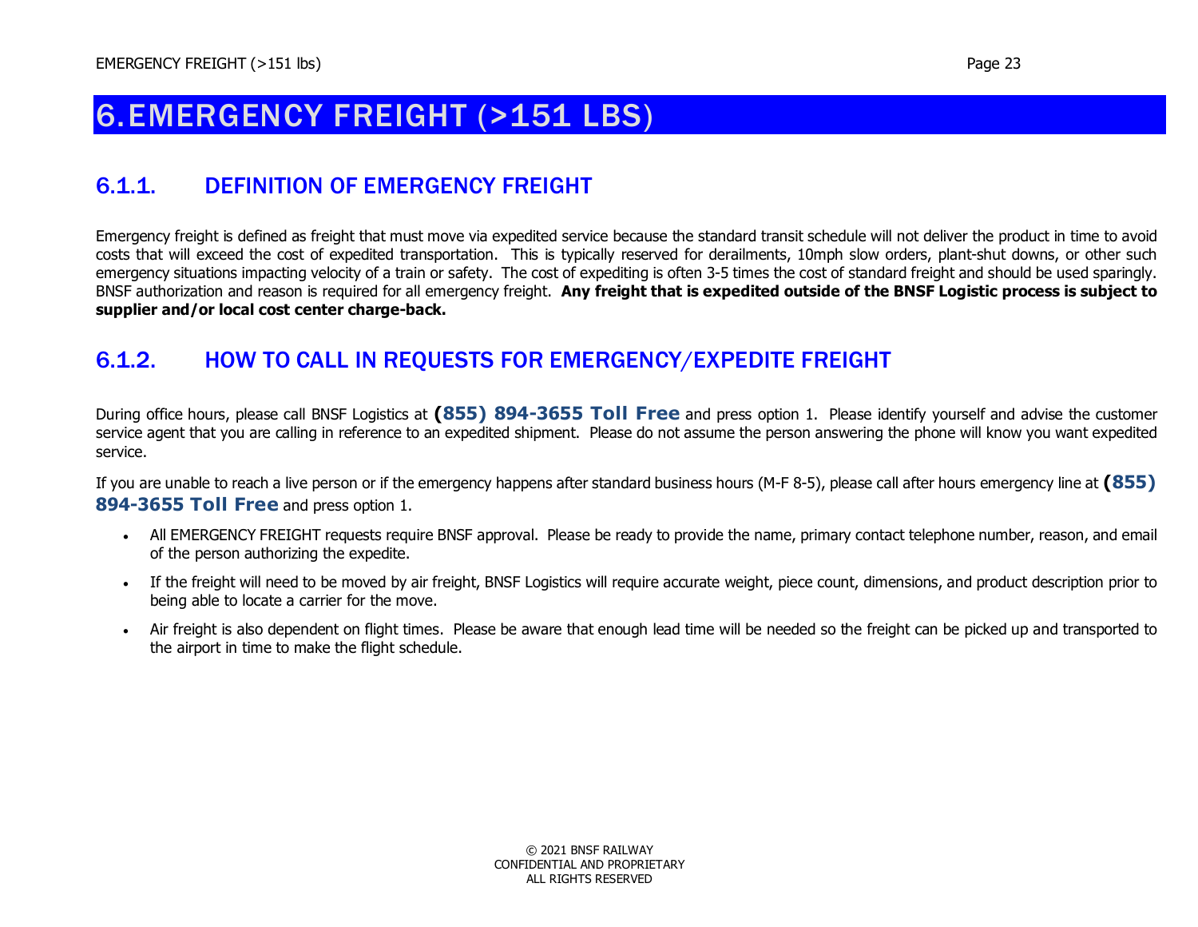# 6. EMERGENCY FREIGHT (>151 LBS)

### 6.1.1. DEFINITION OF EMERGENCY FREIGHT

Emergency freight is defined as freight that must move via expedited service because the standard transit schedule will not deliver the product in time to avoid costs that will exceed the cost of expedited transportation. This is typically reserved for derailments, 10mph slow orders, plant-shut downs, or other such emergency situations impacting velocity of a train or safety. The cost of expediting is often 3-5 times the cost of standard freight and should be used sparingly. BNSF authorization and reason is required for all emergency freight. **Any freight that is expedited outside of the BNSF Logistic process is subject to supplier and/or local cost center charge-back.**

### 6.1.2. HOW TO CALL IN REQUESTS FOR EMERGENCY/EXPEDITE FREIGHT

During office hours, please call BNSF Logistics at **(855) 894-3655 Toll Free** and press option 1. Please identify yourself and advise the customer service agent that you are calling in reference to an expedited shipment. Please do not assume the person answering the phone will know you want expedited service.

If you are unable to reach a live person or if the emergency happens after standard business hours (M-F 8-5), please call after hours emergency line at **(855) 894-3655 Toll Free** and press option 1.

- All EMERGENCY FREIGHT requests require BNSF approval. Please be ready to provide the name, primary contact telephone number, reason, and email of the person authorizing the expedite.
- If the freight will need to be moved by air freight, BNSF Logistics will require accurate weight, piece count, dimensions, and product description prior to being able to locate a carrier for the move.
- Air freight is also dependent on flight times. Please be aware that enough lead time will be needed so the freight can be picked up and transported to the airport in time to make the flight schedule.

© 2021 BNSF RAILWAY
CONFIDENTIAL AND PROPRIETARY
ALL RIGHTS RESERVED